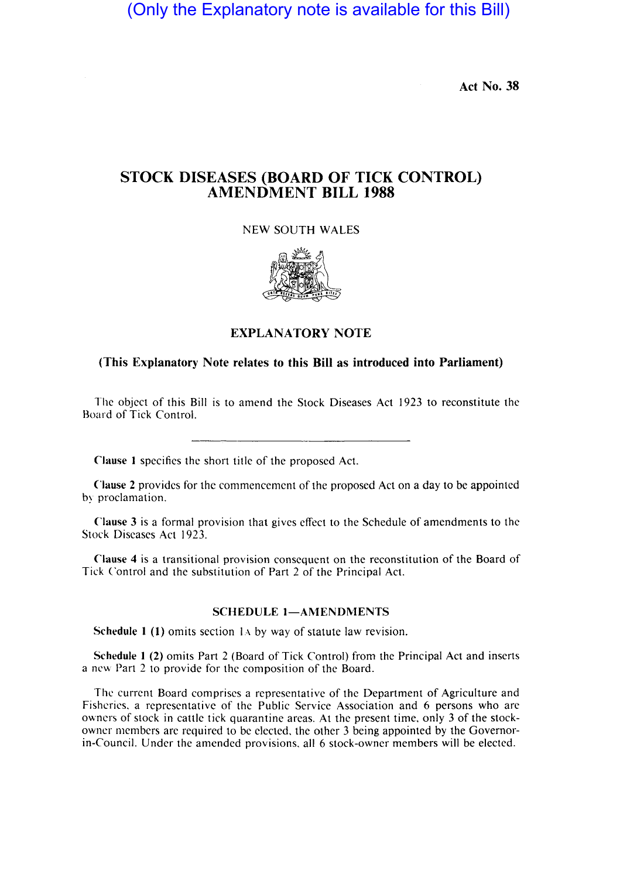(Only the Explanatory note is available for this Bill)

Act No. 38

# STOCK DISEASES (BOARD OF TICK CONTROL) AMENDMENT BILL 1988

NEW SOUTH WALES

## EXPLANATORY NOTE

**(This Explanatory Note relates to this Bill as introduced into Parliament)**

The object of this Bill is to amend the Stock Diseases Act 1923 to reconstitute the Board of Tick Control.

---

**Clause 1** specifies the short title of the proposed Act.

**Clause 2** provides for the commencement of the proposed Act on a day to be appointed by proclamation.

**Clause 3** is a formal provision that gives effect to the Schedule of amendments to the Stock Diseases Act 1923.

**Clause 4** is a transitional provision consequent on the reconstitution of the Board of Tick Control and the substitution of Part 2 of the Principal Act.

### SCHEDULE 1—AMENDMENTS

**Schedule 1 (1)** omits section 1A by way of statute law revision.

**Schedule 1 (2)** omits Part 2 (Board of Tick Control) from the Principal Act and inserts a new Part 2 to provide for the composition of the Board.

The current Board comprises a representative of the Department of Agriculture and Fisheries, a representative of the Public Service Association and 6 persons who are owners of stock in cattle tick quarantine areas. At the present time, only 3 of the stock-owner members are required to be elected, the other 3 being appointed by the Governor-in-Council. Under the amended provisions, all 6 stock-owner members will be elected.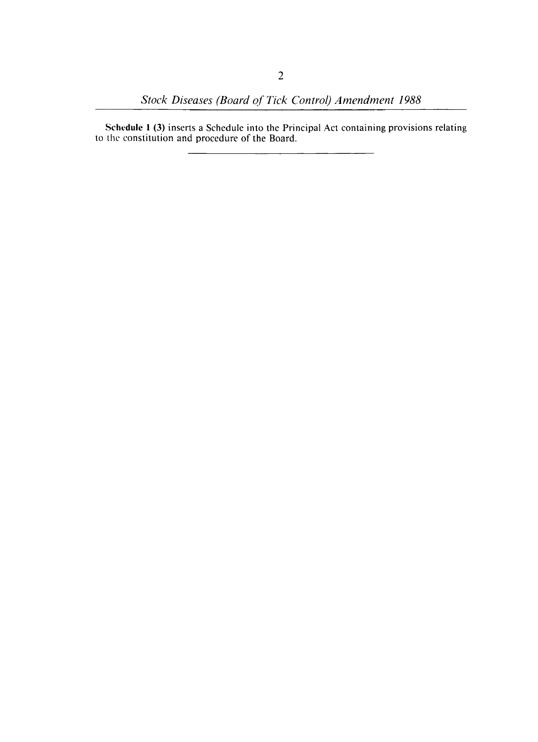**Schedule 1 (3)** inserts a Schedule into the Principal Act containing provisions relating to the constitution and procedure of the Board.